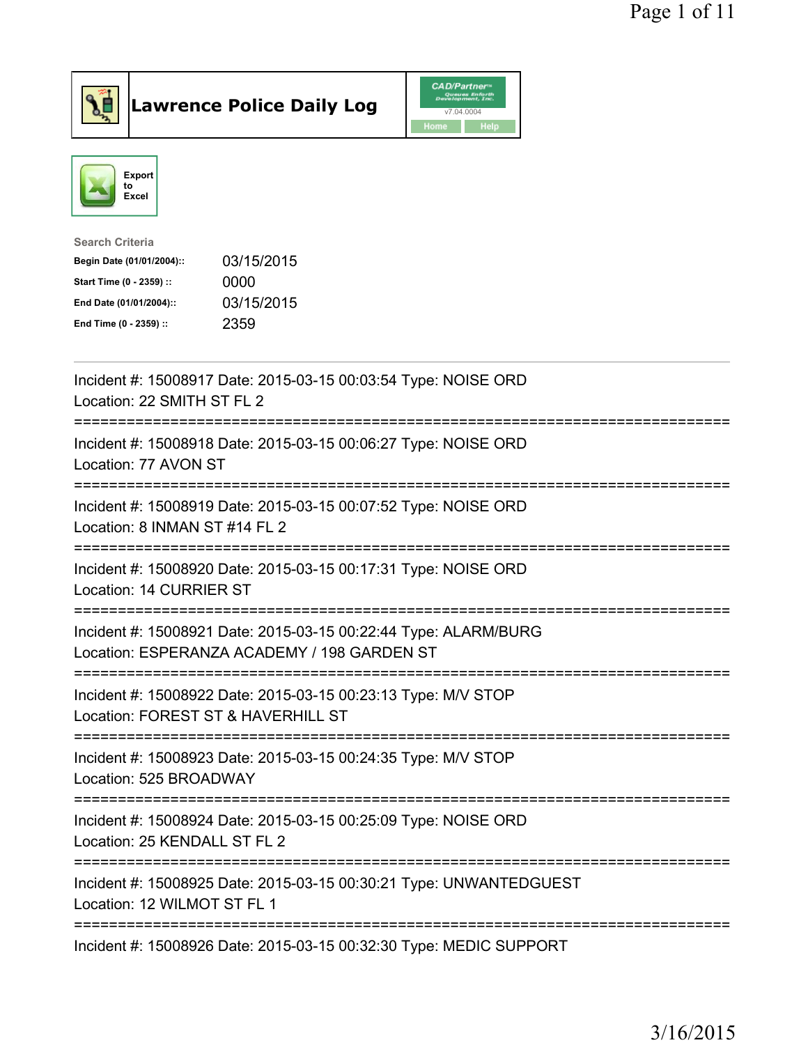# Lawrence Police Daily Log

CAD/Partner v7.04.0004

Home Help

Export to Excel

**Search Criteria**

| | |
|---|---|
| **Begin Date (01/01/2004)::** | 03/15/2015 |
| **Start Time (0 - 2359) ::** | 0000 |
| **End Date (01/01/2004)::** | 03/15/2015 |
| **End Time (0 - 2359) ::** | 2359 |

---

Incident #: 15008917 Date: 2015-03-15 00:03:54 Type: NOISE ORD
Location: 22 SMITH ST FL 2

===========================================================================

Incident #: 15008918 Date: 2015-03-15 00:06:27 Type: NOISE ORD
Location: 77 AVON ST

===========================================================================

Incident #: 15008919 Date: 2015-03-15 00:07:52 Type: NOISE ORD
Location: 8 INMAN ST #14 FL 2

===========================================================================

Incident #: 15008920 Date: 2015-03-15 00:17:31 Type: NOISE ORD
Location: 14 CURRIER ST

===========================================================================

Incident #: 15008921 Date: 2015-03-15 00:22:44 Type: ALARM/BURG
Location: ESPERANZA ACADEMY / 198 GARDEN ST

===========================================================================

Incident #: 15008922 Date: 2015-03-15 00:23:13 Type: M/V STOP
Location: FOREST ST & HAVERHILL ST

===========================================================================

Incident #: 15008923 Date: 2015-03-15 00:24:35 Type: M/V STOP
Location: 525 BROADWAY

===========================================================================

Incident #: 15008924 Date: 2015-03-15 00:25:09 Type: NOISE ORD
Location: 25 KENDALL ST FL 2

===========================================================================

Incident #: 15008925 Date: 2015-03-15 00:30:21 Type: UNWANTEDGUEST
Location: 12 WILMOT ST FL 1

===========================================================================

Incident #: 15008926 Date: 2015-03-15 00:32:30 Type: MEDIC SUPPORT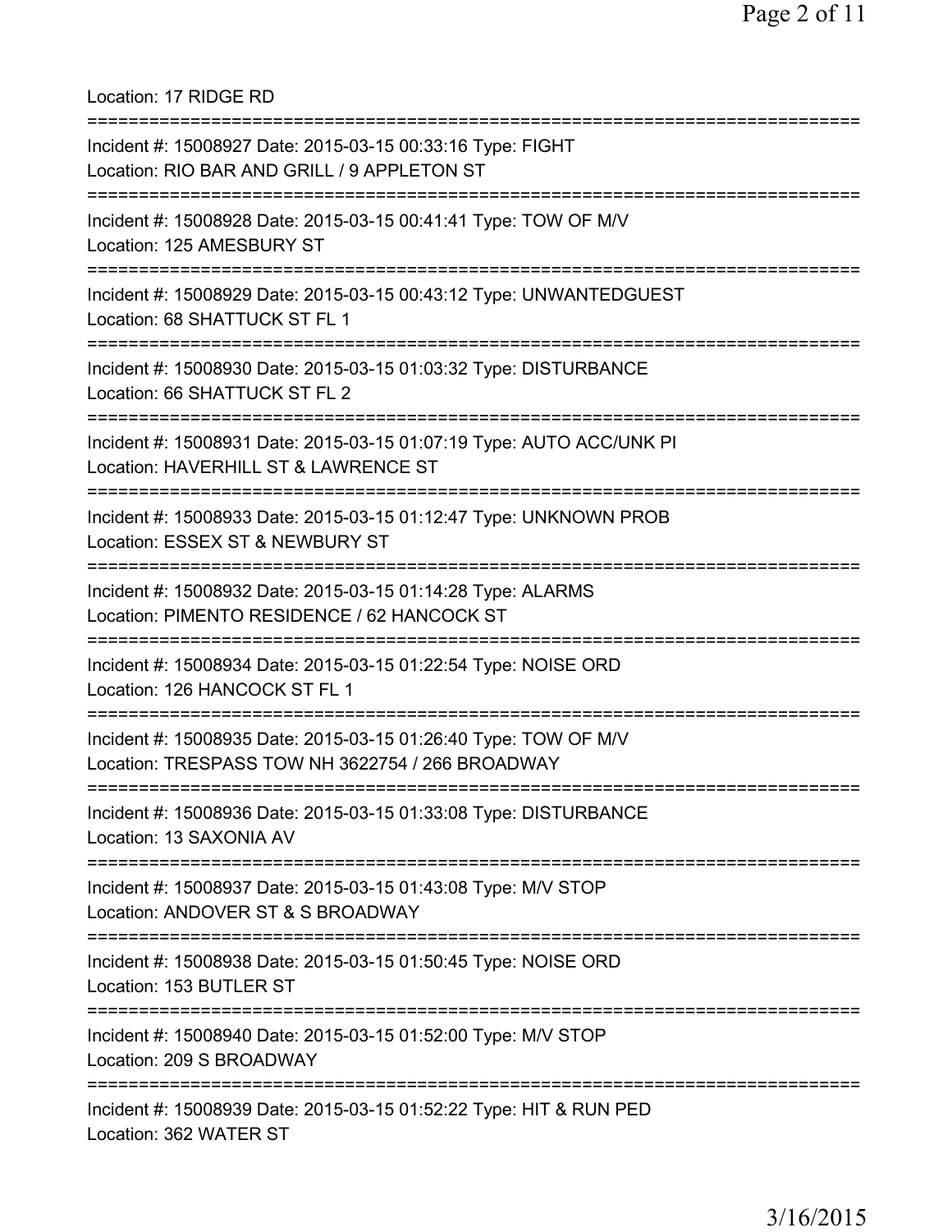Location: 17 RIDGE RD

===========================================================================

Incident #: 15008927 Date: 2015-03-15 00:33:16 Type: FIGHT
Location: RIO BAR AND GRILL / 9 APPLETON ST

===========================================================================

Incident #: 15008928 Date: 2015-03-15 00:41:41 Type: TOW OF M/V
Location: 125 AMESBURY ST

===========================================================================

Incident #: 15008929 Date: 2015-03-15 00:43:12 Type: UNWANTEDGUEST
Location: 68 SHATTUCK ST FL 1

===========================================================================

Incident #: 15008930 Date: 2015-03-15 01:03:32 Type: DISTURBANCE
Location: 66 SHATTUCK ST FL 2

===========================================================================

Incident #: 15008931 Date: 2015-03-15 01:07:19 Type: AUTO ACC/UNK PI
Location: HAVERHILL ST & LAWRENCE ST

===========================================================================

Incident #: 15008933 Date: 2015-03-15 01:12:47 Type: UNKNOWN PROB
Location: ESSEX ST & NEWBURY ST

===========================================================================

Incident #: 15008932 Date: 2015-03-15 01:14:28 Type: ALARMS
Location: PIMENTO RESIDENCE / 62 HANCOCK ST

===========================================================================

Incident #: 15008934 Date: 2015-03-15 01:22:54 Type: NOISE ORD
Location: 126 HANCOCK ST FL 1

===========================================================================

Incident #: 15008935 Date: 2015-03-15 01:26:40 Type: TOW OF M/V
Location: TRESPASS TOW NH 3622754 / 266 BROADWAY

===========================================================================

Incident #: 15008936 Date: 2015-03-15 01:33:08 Type: DISTURBANCE
Location: 13 SAXONIA AV

===========================================================================

Incident #: 15008937 Date: 2015-03-15 01:43:08 Type: M/V STOP
Location: ANDOVER ST & S BROADWAY

===========================================================================

Incident #: 15008938 Date: 2015-03-15 01:50:45 Type: NOISE ORD
Location: 153 BUTLER ST

===========================================================================

Incident #: 15008940 Date: 2015-03-15 01:52:00 Type: M/V STOP
Location: 209 S BROADWAY

===========================================================================

Incident #: 15008939 Date: 2015-03-15 01:52:22 Type: HIT & RUN PED
Location: 362 WATER ST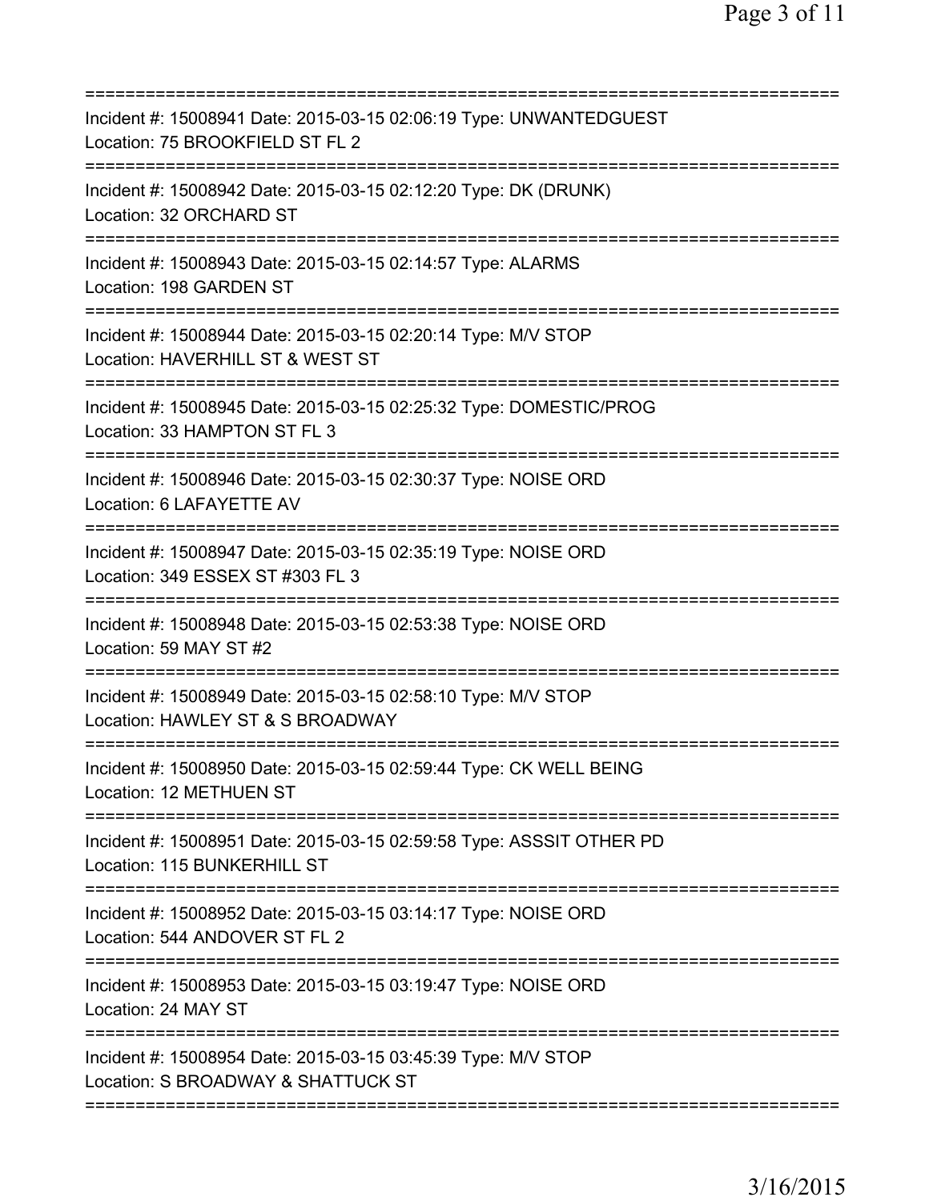Incident #: 15008941 Date: 2015-03-15 02:06:19 Type: UNWANTEDGUEST
Location: 75 BROOKFIELD ST FL 2

Incident #: 15008942 Date: 2015-03-15 02:12:20 Type: DK (DRUNK)
Location: 32 ORCHARD ST

Incident #: 15008943 Date: 2015-03-15 02:14:57 Type: ALARMS
Location: 198 GARDEN ST

Incident #: 15008944 Date: 2015-03-15 02:20:14 Type: M/V STOP
Location: HAVERHILL ST & WEST ST

Incident #: 15008945 Date: 2015-03-15 02:25:32 Type: DOMESTIC/PROG
Location: 33 HAMPTON ST FL 3

Incident #: 15008946 Date: 2015-03-15 02:30:37 Type: NOISE ORD
Location: 6 LAFAYETTE AV

Incident #: 15008947 Date: 2015-03-15 02:35:19 Type: NOISE ORD
Location: 349 ESSEX ST #303 FL 3

Incident #: 15008948 Date: 2015-03-15 02:53:38 Type: NOISE ORD
Location: 59 MAY ST #2

Incident #: 15008949 Date: 2015-03-15 02:58:10 Type: M/V STOP
Location: HAWLEY ST & S BROADWAY

Incident #: 15008950 Date: 2015-03-15 02:59:44 Type: CK WELL BEING
Location: 12 METHUEN ST

Incident #: 15008951 Date: 2015-03-15 02:59:58 Type: ASSSIT OTHER PD
Location: 115 BUNKERHILL ST

Incident #: 15008952 Date: 2015-03-15 03:14:17 Type: NOISE ORD
Location: 544 ANDOVER ST FL 2

Incident #: 15008953 Date: 2015-03-15 03:19:47 Type: NOISE ORD
Location: 24 MAY ST

Incident #: 15008954 Date: 2015-03-15 03:45:39 Type: M/V STOP
Location: S BROADWAY & SHATTUCK ST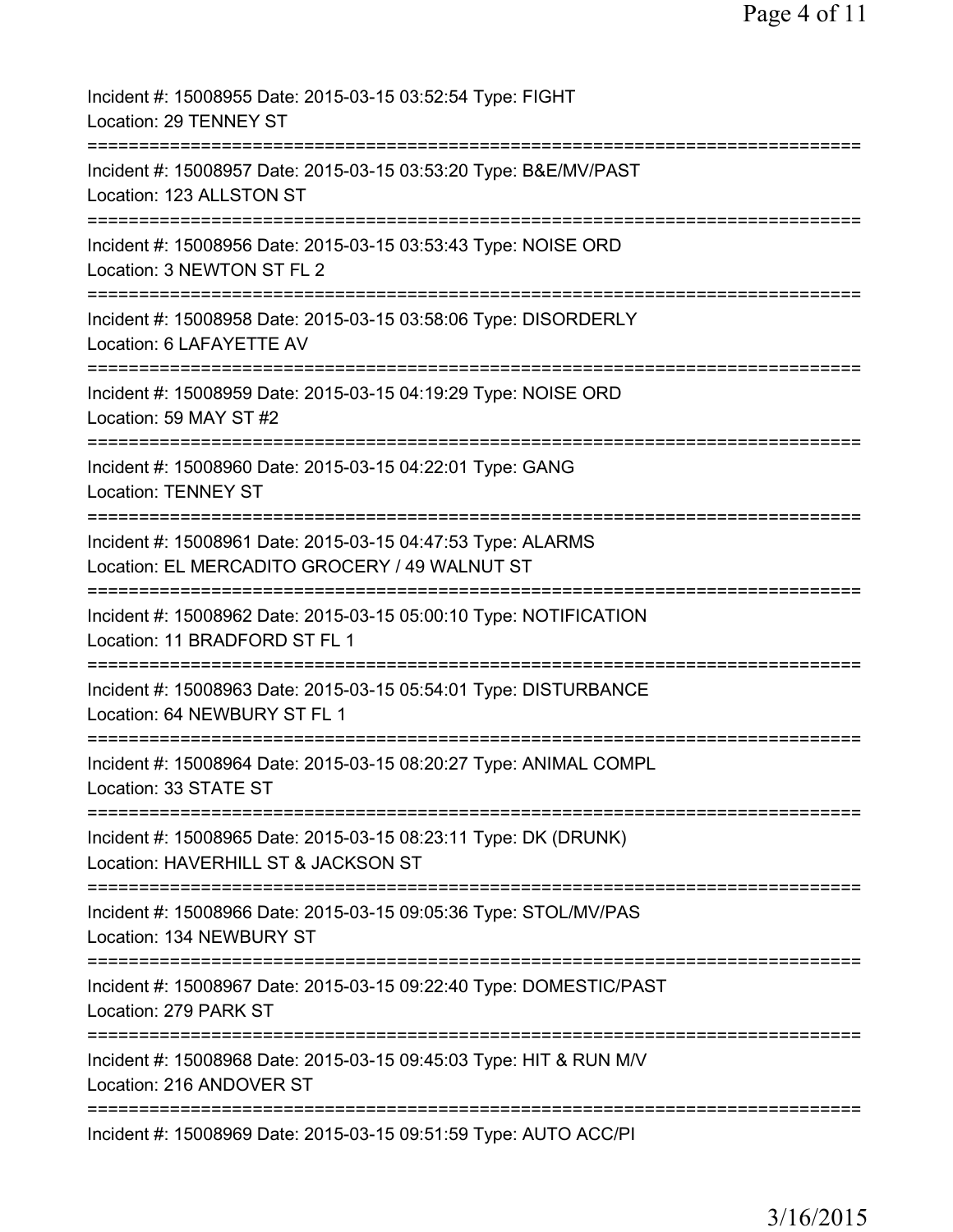Incident #: 15008955 Date: 2015-03-15 03:52:54 Type: FIGHT
Location: 29 TENNEY ST

===========================================================================

Incident #: 15008957 Date: 2015-03-15 03:53:20 Type: B&E/MV/PAST
Location: 123 ALLSTON ST

===========================================================================

Incident #: 15008956 Date: 2015-03-15 03:53:43 Type: NOISE ORD
Location: 3 NEWTON ST FL 2

===========================================================================

Incident #: 15008958 Date: 2015-03-15 03:58:06 Type: DISORDERLY
Location: 6 LAFAYETTE AV

===========================================================================

Incident #: 15008959 Date: 2015-03-15 04:19:29 Type: NOISE ORD
Location: 59 MAY ST #2

===========================================================================

Incident #: 15008960 Date: 2015-03-15 04:22:01 Type: GANG
Location: TENNEY ST

===========================================================================

Incident #: 15008961 Date: 2015-03-15 04:47:53 Type: ALARMS
Location: EL MERCADITO GROCERY / 49 WALNUT ST

===========================================================================

Incident #: 15008962 Date: 2015-03-15 05:00:10 Type: NOTIFICATION
Location: 11 BRADFORD ST FL 1

===========================================================================

Incident #: 15008963 Date: 2015-03-15 05:54:01 Type: DISTURBANCE
Location: 64 NEWBURY ST FL 1

===========================================================================

Incident #: 15008964 Date: 2015-03-15 08:20:27 Type: ANIMAL COMPL
Location: 33 STATE ST

===========================================================================

Incident #: 15008965 Date: 2015-03-15 08:23:11 Type: DK (DRUNK)
Location: HAVERHILL ST & JACKSON ST

===========================================================================

Incident #: 15008966 Date: 2015-03-15 09:05:36 Type: STOL/MV/PAS
Location: 134 NEWBURY ST

===========================================================================

Incident #: 15008967 Date: 2015-03-15 09:22:40 Type: DOMESTIC/PAST
Location: 279 PARK ST

===========================================================================

Incident #: 15008968 Date: 2015-03-15 09:45:03 Type: HIT & RUN M/V
Location: 216 ANDOVER ST

===========================================================================

Incident #: 15008969 Date: 2015-03-15 09:51:59 Type: AUTO ACC/PI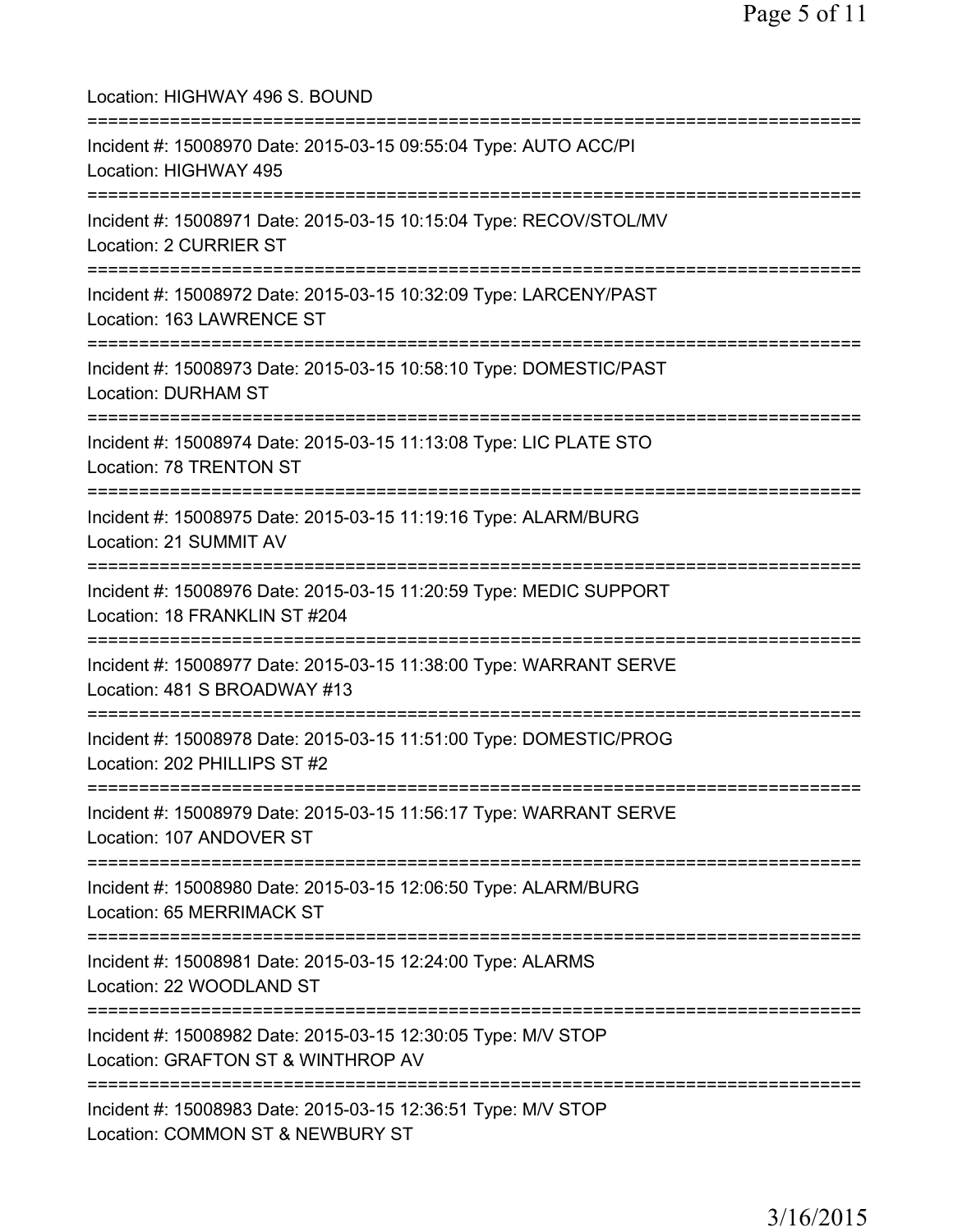Location: HIGHWAY 496 S. BOUND

===========================================================================

Incident #: 15008970 Date: 2015-03-15 09:55:04 Type: AUTO ACC/PI
Location: HIGHWAY 495

===========================================================================

Incident #: 15008971 Date: 2015-03-15 10:15:04 Type: RECOV/STOL/MV
Location: 2 CURRIER ST

===========================================================================

Incident #: 15008972 Date: 2015-03-15 10:32:09 Type: LARCENY/PAST
Location: 163 LAWRENCE ST

===========================================================================

Incident #: 15008973 Date: 2015-03-15 10:58:10 Type: DOMESTIC/PAST
Location: DURHAM ST

===========================================================================

Incident #: 15008974 Date: 2015-03-15 11:13:08 Type: LIC PLATE STO
Location: 78 TRENTON ST

===========================================================================

Incident #: 15008975 Date: 2015-03-15 11:19:16 Type: ALARM/BURG
Location: 21 SUMMIT AV

===========================================================================

Incident #: 15008976 Date: 2015-03-15 11:20:59 Type: MEDIC SUPPORT
Location: 18 FRANKLIN ST #204

===========================================================================

Incident #: 15008977 Date: 2015-03-15 11:38:00 Type: WARRANT SERVE
Location: 481 S BROADWAY #13

===========================================================================

Incident #: 15008978 Date: 2015-03-15 11:51:00 Type: DOMESTIC/PROG
Location: 202 PHILLIPS ST #2

===========================================================================

Incident #: 15008979 Date: 2015-03-15 11:56:17 Type: WARRANT SERVE
Location: 107 ANDOVER ST

===========================================================================

Incident #: 15008980 Date: 2015-03-15 12:06:50 Type: ALARM/BURG
Location: 65 MERRIMACK ST

===========================================================================

Incident #: 15008981 Date: 2015-03-15 12:24:00 Type: ALARMS
Location: 22 WOODLAND ST

===========================================================================

Incident #: 15008982 Date: 2015-03-15 12:30:05 Type: M/V STOP
Location: GRAFTON ST & WINTHROP AV

===========================================================================

Incident #: 15008983 Date: 2015-03-15 12:36:51 Type: M/V STOP
Location: COMMON ST & NEWBURY ST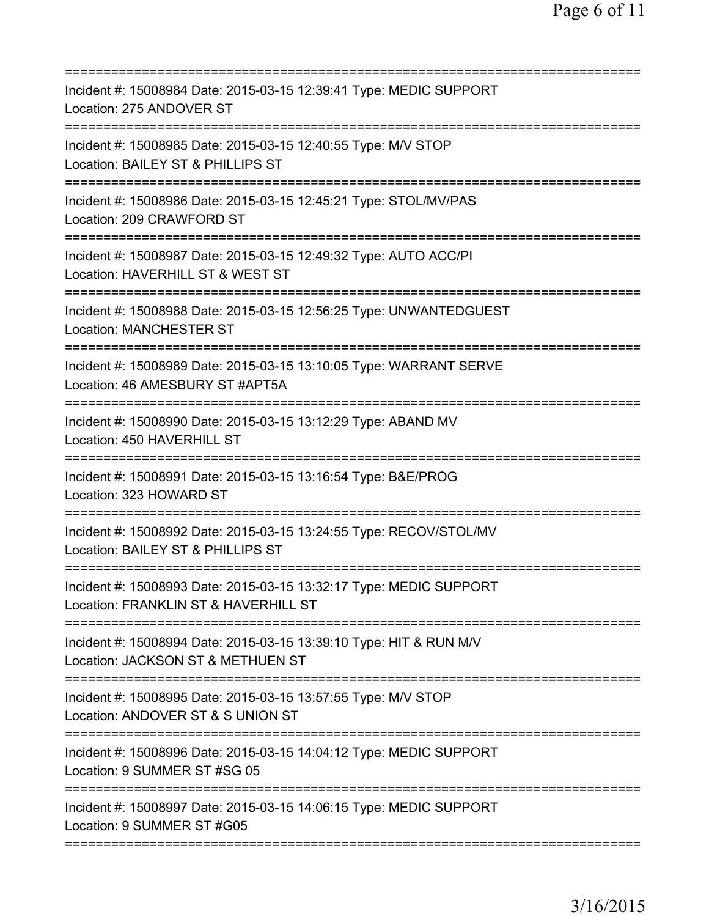==============================================================================
Incident #: 15008984 Date: 2015-03-15 12:39:41 Type: MEDIC SUPPORT
Location: 275 ANDOVER ST
==============================================================================
Incident #: 15008985 Date: 2015-03-15 12:40:55 Type: M/V STOP
Location: BAILEY ST & PHILLIPS ST
==============================================================================
Incident #: 15008986 Date: 2015-03-15 12:45:21 Type: STOL/MV/PAS
Location: 209 CRAWFORD ST
==============================================================================
Incident #: 15008987 Date: 2015-03-15 12:49:32 Type: AUTO ACC/PI
Location: HAVERHILL ST & WEST ST
==============================================================================
Incident #: 15008988 Date: 2015-03-15 12:56:25 Type: UNWANTEDGUEST
Location: MANCHESTER ST
==============================================================================
Incident #: 15008989 Date: 2015-03-15 13:10:05 Type: WARRANT SERVE
Location: 46 AMESBURY ST #APT5A
==============================================================================
Incident #: 15008990 Date: 2015-03-15 13:12:29 Type: ABAND MV
Location: 450 HAVERHILL ST
==============================================================================
Incident #: 15008991 Date: 2015-03-15 13:16:54 Type: B&E/PROG
Location: 323 HOWARD ST
==============================================================================
Incident #: 15008992 Date: 2015-03-15 13:24:55 Type: RECOV/STOL/MV
Location: BAILEY ST & PHILLIPS ST
==============================================================================
Incident #: 15008993 Date: 2015-03-15 13:32:17 Type: MEDIC SUPPORT
Location: FRANKLIN ST & HAVERHILL ST
==============================================================================
Incident #: 15008994 Date: 2015-03-15 13:39:10 Type: HIT & RUN M/V
Location: JACKSON ST & METHUEN ST
==============================================================================
Incident #: 15008995 Date: 2015-03-15 13:57:55 Type: M/V STOP
Location: ANDOVER ST & S UNION ST
==============================================================================
Incident #: 15008996 Date: 2015-03-15 14:04:12 Type: MEDIC SUPPORT
Location: 9 SUMMER ST #SG 05
==============================================================================
Incident #: 15008997 Date: 2015-03-15 14:06:15 Type: MEDIC SUPPORT
Location: 9 SUMMER ST #G05
==============================================================================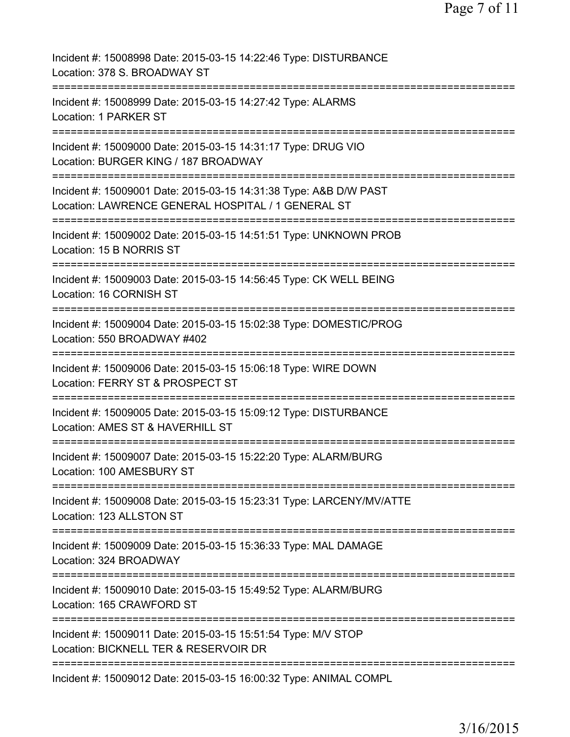Incident #: 15008998 Date: 2015-03-15 14:22:46 Type: DISTURBANCE
Location: 378 S. BROADWAY ST
===========================================================================
Incident #: 15008999 Date: 2015-03-15 14:27:42 Type: ALARMS
Location: 1 PARKER ST
===========================================================================
Incident #: 15009000 Date: 2015-03-15 14:31:17 Type: DRUG VIO
Location: BURGER KING / 187 BROADWAY
===========================================================================
Incident #: 15009001 Date: 2015-03-15 14:31:38 Type: A&B D/W PAST
Location: LAWRENCE GENERAL HOSPITAL / 1 GENERAL ST
===========================================================================
Incident #: 15009002 Date: 2015-03-15 14:51:51 Type: UNKNOWN PROB
Location: 15 B NORRIS ST
===========================================================================
Incident #: 15009003 Date: 2015-03-15 14:56:45 Type: CK WELL BEING
Location: 16 CORNISH ST
===========================================================================
Incident #: 15009004 Date: 2015-03-15 15:02:38 Type: DOMESTIC/PROG
Location: 550 BROADWAY #402
===========================================================================
Incident #: 15009006 Date: 2015-03-15 15:06:18 Type: WIRE DOWN
Location: FERRY ST & PROSPECT ST
===========================================================================
Incident #: 15009005 Date: 2015-03-15 15:09:12 Type: DISTURBANCE
Location: AMES ST & HAVERHILL ST
===========================================================================
Incident #: 15009007 Date: 2015-03-15 15:22:20 Type: ALARM/BURG
Location: 100 AMESBURY ST
===========================================================================
Incident #: 15009008 Date: 2015-03-15 15:23:31 Type: LARCENY/MV/ATTE
Location: 123 ALLSTON ST
===========================================================================
Incident #: 15009009 Date: 2015-03-15 15:36:33 Type: MAL DAMAGE
Location: 324 BROADWAY
===========================================================================
Incident #: 15009010 Date: 2015-03-15 15:49:52 Type: ALARM/BURG
Location: 165 CRAWFORD ST
===========================================================================
Incident #: 15009011 Date: 2015-03-15 15:51:54 Type: M/V STOP
Location: BICKNELL TER & RESERVOIR DR
===========================================================================
Incident #: 15009012 Date: 2015-03-15 16:00:32 Type: ANIMAL COMPL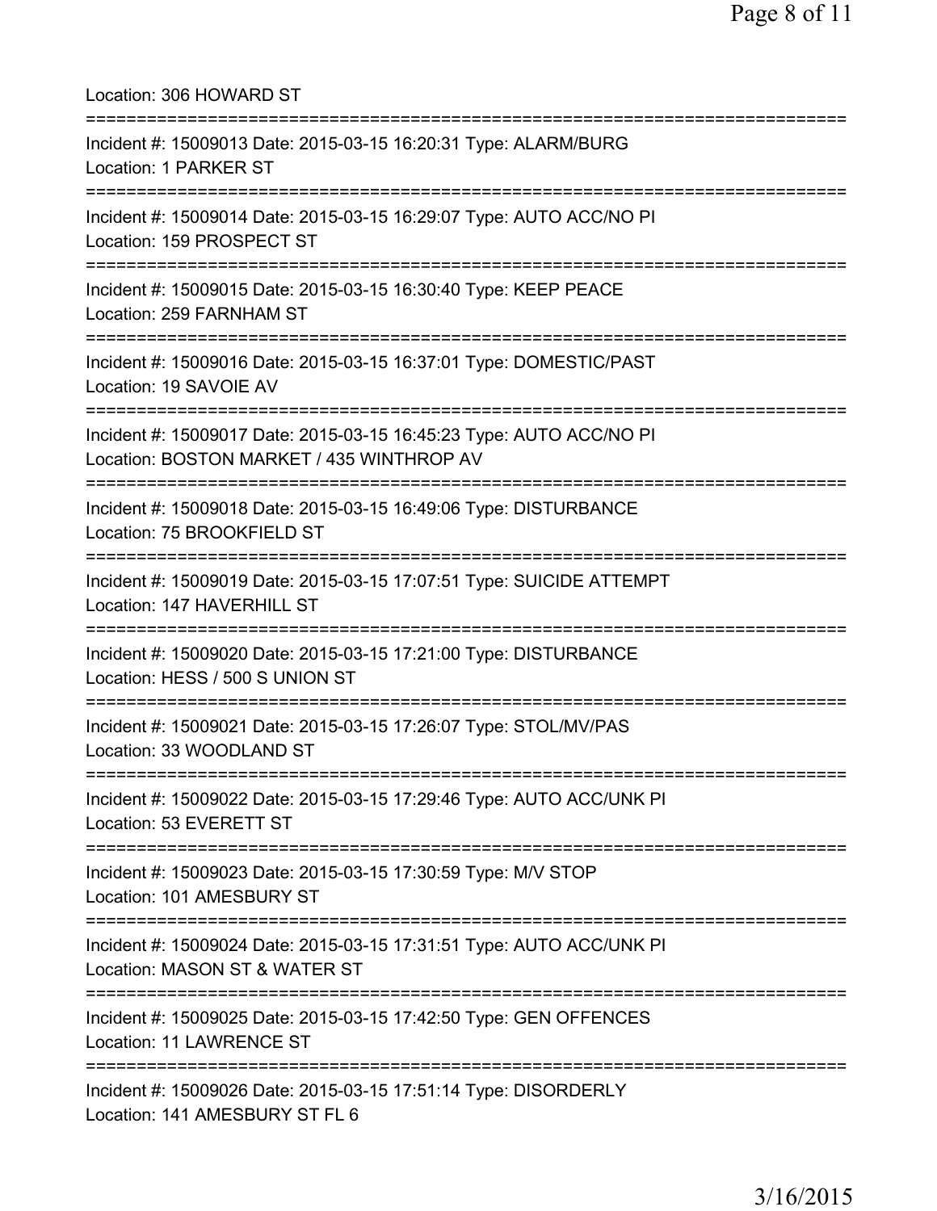Location: 306 HOWARD ST

===========================================================================

Incident #: 15009013 Date: 2015-03-15 16:20:31 Type: ALARM/BURG
Location: 1 PARKER ST

===========================================================================

Incident #: 15009014 Date: 2015-03-15 16:29:07 Type: AUTO ACC/NO PI
Location: 159 PROSPECT ST

===========================================================================

Incident #: 15009015 Date: 2015-03-15 16:30:40 Type: KEEP PEACE
Location: 259 FARNHAM ST

===========================================================================

Incident #: 15009016 Date: 2015-03-15 16:37:01 Type: DOMESTIC/PAST
Location: 19 SAVOIE AV

===========================================================================

Incident #: 15009017 Date: 2015-03-15 16:45:23 Type: AUTO ACC/NO PI
Location: BOSTON MARKET / 435 WINTHROP AV

===========================================================================

Incident #: 15009018 Date: 2015-03-15 16:49:06 Type: DISTURBANCE
Location: 75 BROOKFIELD ST

===========================================================================

Incident #: 15009019 Date: 2015-03-15 17:07:51 Type: SUICIDE ATTEMPT
Location: 147 HAVERHILL ST

===========================================================================

Incident #: 15009020 Date: 2015-03-15 17:21:00 Type: DISTURBANCE
Location: HESS / 500 S UNION ST

===========================================================================

Incident #: 15009021 Date: 2015-03-15 17:26:07 Type: STOL/MV/PAS
Location: 33 WOODLAND ST

===========================================================================

Incident #: 15009022 Date: 2015-03-15 17:29:46 Type: AUTO ACC/UNK PI
Location: 53 EVERETT ST

===========================================================================

Incident #: 15009023 Date: 2015-03-15 17:30:59 Type: M/V STOP
Location: 101 AMESBURY ST

===========================================================================

Incident #: 15009024 Date: 2015-03-15 17:31:51 Type: AUTO ACC/UNK PI
Location: MASON ST & WATER ST

===========================================================================

Incident #: 15009025 Date: 2015-03-15 17:42:50 Type: GEN OFFENCES
Location: 11 LAWRENCE ST

===========================================================================

Incident #: 15009026 Date: 2015-03-15 17:51:14 Type: DISORDERLY
Location: 141 AMESBURY ST FL 6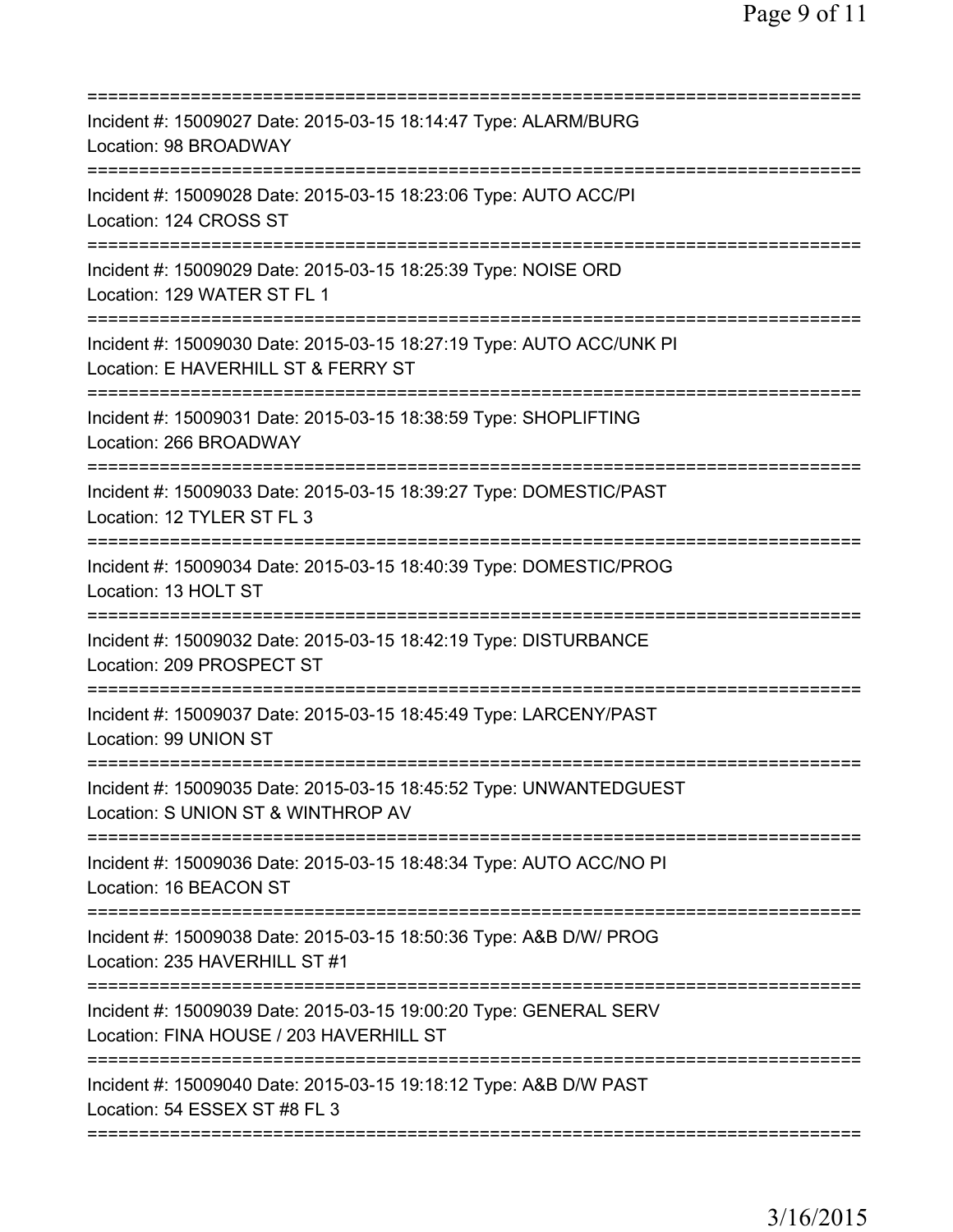==============================================================================
Incident #: 15009027 Date: 2015-03-15 18:14:47 Type: ALARM/BURG
Location: 98 BROADWAY
==============================================================================
Incident #: 15009028 Date: 2015-03-15 18:23:06 Type: AUTO ACC/PI
Location: 124 CROSS ST
==============================================================================
Incident #: 15009029 Date: 2015-03-15 18:25:39 Type: NOISE ORD
Location: 129 WATER ST FL 1
==============================================================================
Incident #: 15009030 Date: 2015-03-15 18:27:19 Type: AUTO ACC/UNK PI
Location: E HAVERHILL ST & FERRY ST
==============================================================================
Incident #: 15009031 Date: 2015-03-15 18:38:59 Type: SHOPLIFTING
Location: 266 BROADWAY
==============================================================================
Incident #: 15009033 Date: 2015-03-15 18:39:27 Type: DOMESTIC/PAST
Location: 12 TYLER ST FL 3
==============================================================================
Incident #: 15009034 Date: 2015-03-15 18:40:39 Type: DOMESTIC/PROG
Location: 13 HOLT ST
==============================================================================
Incident #: 15009032 Date: 2015-03-15 18:42:19 Type: DISTURBANCE
Location: 209 PROSPECT ST
==============================================================================
Incident #: 15009037 Date: 2015-03-15 18:45:49 Type: LARCENY/PAST
Location: 99 UNION ST
==============================================================================
Incident #: 15009035 Date: 2015-03-15 18:45:52 Type: UNWANTEDGUEST
Location: S UNION ST & WINTHROP AV
==============================================================================
Incident #: 15009036 Date: 2015-03-15 18:48:34 Type: AUTO ACC/NO PI
Location: 16 BEACON ST
==============================================================================
Incident #: 15009038 Date: 2015-03-15 18:50:36 Type: A&B D/W/ PROG
Location: 235 HAVERHILL ST #1
==============================================================================
Incident #: 15009039 Date: 2015-03-15 19:00:20 Type: GENERAL SERV
Location: FINA HOUSE / 203 HAVERHILL ST
==============================================================================
Incident #: 15009040 Date: 2015-03-15 19:18:12 Type: A&B D/W PAST
Location: 54 ESSEX ST #8 FL 3
==============================================================================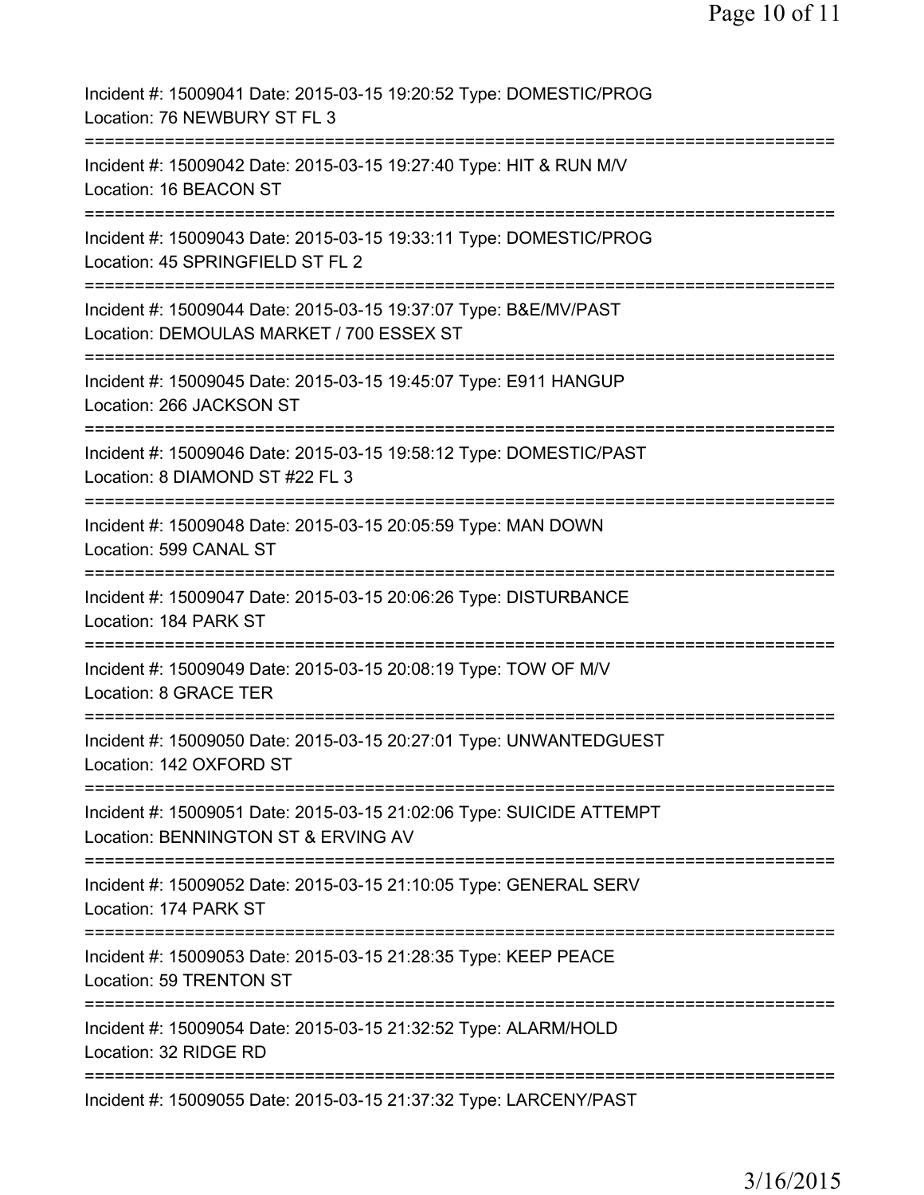Incident #: 15009041 Date: 2015-03-15 19:20:52 Type: DOMESTIC/PROG
Location: 76 NEWBURY ST FL 3

===========================================================================

Incident #: 15009042 Date: 2015-03-15 19:27:40 Type: HIT & RUN M/V
Location: 16 BEACON ST

===========================================================================

Incident #: 15009043 Date: 2015-03-15 19:33:11 Type: DOMESTIC/PROG
Location: 45 SPRINGFIELD ST FL 2

===========================================================================

Incident #: 15009044 Date: 2015-03-15 19:37:07 Type: B&E/MV/PAST
Location: DEMOULAS MARKET / 700 ESSEX ST

===========================================================================

Incident #: 15009045 Date: 2015-03-15 19:45:07 Type: E911 HANGUP
Location: 266 JACKSON ST

===========================================================================

Incident #: 15009046 Date: 2015-03-15 19:58:12 Type: DOMESTIC/PAST
Location: 8 DIAMOND ST #22 FL 3

===========================================================================

Incident #: 15009048 Date: 2015-03-15 20:05:59 Type: MAN DOWN
Location: 599 CANAL ST

===========================================================================

Incident #: 15009047 Date: 2015-03-15 20:06:26 Type: DISTURBANCE
Location: 184 PARK ST

===========================================================================

Incident #: 15009049 Date: 2015-03-15 20:08:19 Type: TOW OF M/V
Location: 8 GRACE TER

===========================================================================

Incident #: 15009050 Date: 2015-03-15 20:27:01 Type: UNWANTEDGUEST
Location: 142 OXFORD ST

===========================================================================

Incident #: 15009051 Date: 2015-03-15 21:02:06 Type: SUICIDE ATTEMPT
Location: BENNINGTON ST & ERVING AV

===========================================================================

Incident #: 15009052 Date: 2015-03-15 21:10:05 Type: GENERAL SERV
Location: 174 PARK ST

===========================================================================

Incident #: 15009053 Date: 2015-03-15 21:28:35 Type: KEEP PEACE
Location: 59 TRENTON ST

===========================================================================

Incident #: 15009054 Date: 2015-03-15 21:32:52 Type: ALARM/HOLD
Location: 32 RIDGE RD

===========================================================================

Incident #: 15009055 Date: 2015-03-15 21:37:32 Type: LARCENY/PAST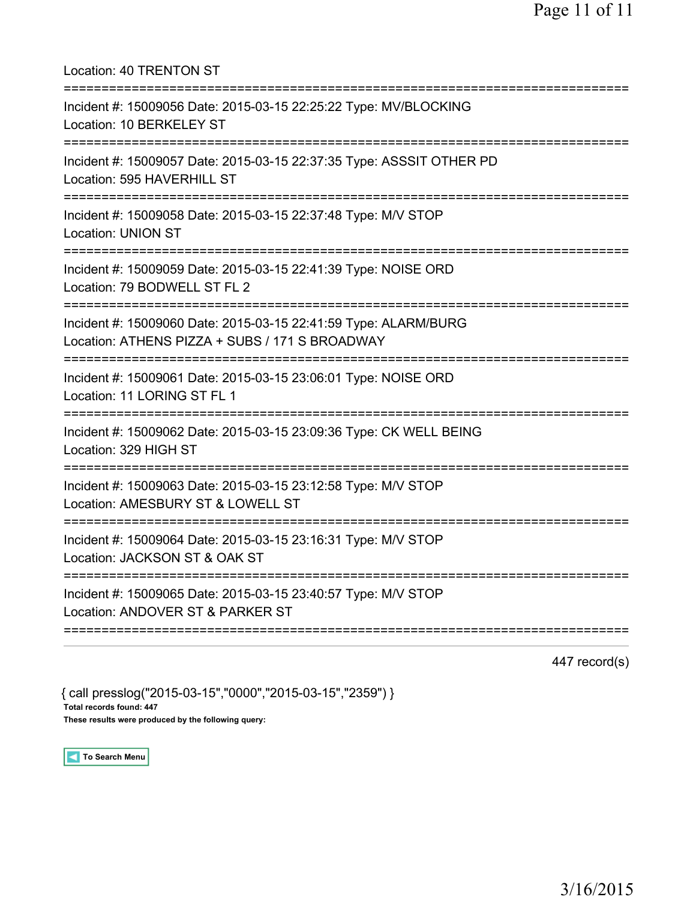Location: 40 TRENTON ST

===========================================================================

Incident #: 15009056 Date: 2015-03-15 22:25:22 Type: MV/BLOCKING
Location: 10 BERKELEY ST

===========================================================================

Incident #: 15009057 Date: 2015-03-15 22:37:35 Type: ASSSIT OTHER PD
Location: 595 HAVERHILL ST

===========================================================================

Incident #: 15009058 Date: 2015-03-15 22:37:48 Type: M/V STOP
Location: UNION ST

===========================================================================

Incident #: 15009059 Date: 2015-03-15 22:41:39 Type: NOISE ORD
Location: 79 BODWELL ST FL 2

===========================================================================

Incident #: 15009060 Date: 2015-03-15 22:41:59 Type: ALARM/BURG
Location: ATHENS PIZZA + SUBS / 171 S BROADWAY

===========================================================================

Incident #: 15009061 Date: 2015-03-15 23:06:01 Type: NOISE ORD
Location: 11 LORING ST FL 1

===========================================================================

Incident #: 15009062 Date: 2015-03-15 23:09:36 Type: CK WELL BEING
Location: 329 HIGH ST

===========================================================================

Incident #: 15009063 Date: 2015-03-15 23:12:58 Type: M/V STOP
Location: AMESBURY ST & LOWELL ST

===========================================================================

Incident #: 15009064 Date: 2015-03-15 23:16:31 Type: M/V STOP
Location: JACKSON ST & OAK ST

===========================================================================

Incident #: 15009065 Date: 2015-03-15 23:40:57 Type: M/V STOP
Location: ANDOVER ST & PARKER ST

===========================================================================

447 record(s)

{ call presslog("2015-03-15","0000","2015-03-15","2359") }

**Total records found: 447**

**These results were produced by the following query:**

To Search Menu

3/16/2015